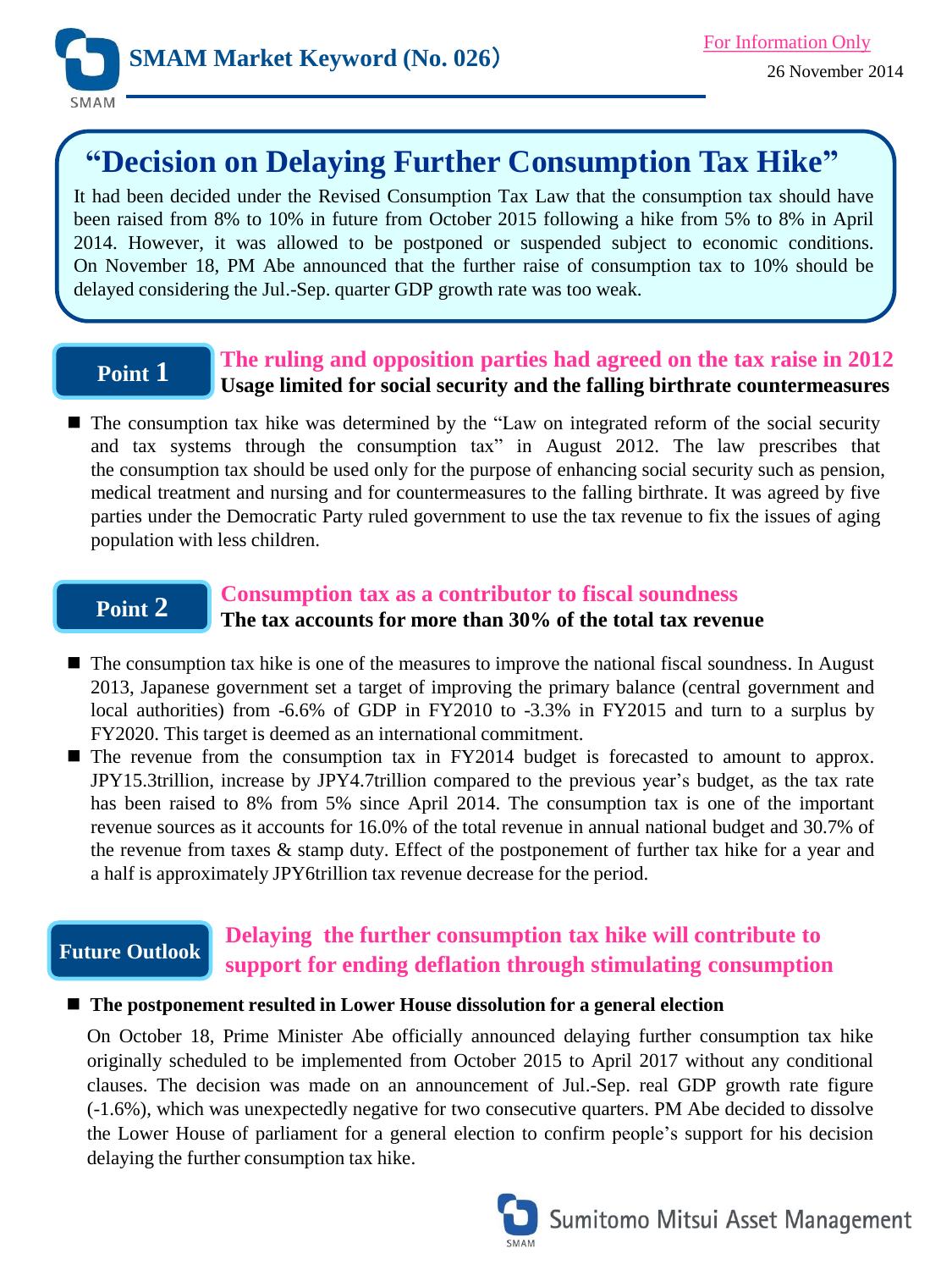**SMAM Market Keyword (No. 026)**

For Information Only

26 November 2014

# "Decision on Delaying Further Consumption Tax Hike"

It had been decided under the Revised Consumption Tax Law that the consumption tax should have been raised from 8% to 10% in future from October 2015 following a hike from 5% to 8% in April 2014. However, it was allowed to be postponed or suspended subject to economic conditions. On November 18, PM Abe announced that the further raise of consumption tax to 10% should be delayed considering the Jul.-Sep. quarter GDP growth rate was too weak.

## Point 1

**The ruling and opposition parties had agreed on the tax raise in 2012**

**Usage limited for social security and the falling birthrate countermeasures**

- The consumption tax hike was determined by the "Law on integrated reform of the social security and tax systems through the consumption tax" in August 2012. The law prescribes that the consumption tax should be used only for the purpose of enhancing social security such as pension, medical treatment and nursing and for countermeasures to the falling birthrate. It was agreed by five parties under the Democratic Party ruled government to use the tax revenue to fix the issues of aging population with less children.

## Point 2

**Consumption tax as a contributor to fiscal soundness**

**The tax accounts for more than 30% of the total tax revenue**

- The consumption tax hike is one of the measures to improve the national fiscal soundness. In August 2013, Japanese government set a target of improving the primary balance (central government and local authorities) from -6.6% of GDP in FY2010 to -3.3% in FY2015 and turn to a surplus by FY2020. This target is deemed as an international commitment.
- The revenue from the consumption tax in FY2014 budget is forecasted to amount to approx. JPY15.3trillion, increase by JPY4.7trillion compared to the previous year's budget, as the tax rate has been raised to 8% from 5% since April 2014. The consumption tax is one of the important revenue sources as it accounts for 16.0% of the total revenue in annual national budget and 30.7% of the revenue from taxes & stamp duty. Effect of the postponement of further tax hike for a year and a half is approximately JPY6trillion tax revenue decrease for the period.

## Future Outlook

**Delaying the further consumption tax hike will contribute to support for ending deflation through stimulating consumption**

- **The postponement resulted in Lower House dissolution for a general election**

On October 18, Prime Minister Abe officially announced delaying further consumption tax hike originally scheduled to be implemented from October 2015 to April 2017 without any conditional clauses. The decision was made on an announcement of Jul.-Sep. real GDP growth rate figure (-1.6%), which was unexpectedly negative for two consecutive quarters. PM Abe decided to dissolve the Lower House of parliament for a general election to confirm people's support for his decision delaying the further consumption tax hike.

Sumitomo Mitsui Asset Management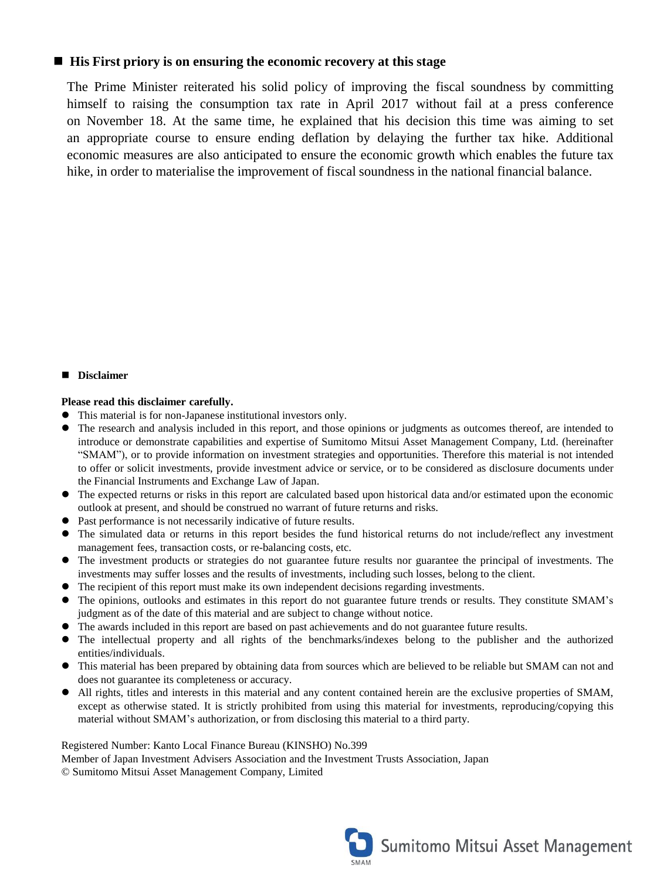## ■ His First priory is on ensuring the economic recovery at this stage

The Prime Minister reiterated his solid policy of improving the fiscal soundness by committing himself to raising the consumption tax rate in April 2017 without fail at a press conference on November 18. At the same time, he explained that his decision this time was aiming to set an appropriate course to ensure ending deflation by delaying the further tax hike. Additional economic measures are also anticipated to ensure the economic growth which enables the future tax hike, in order to materialise the improvement of fiscal soundness in the national financial balance.

### ■ Disclaimer

**Please read this disclaimer carefully.**

- This material is for non-Japanese institutional investors only.
- The research and analysis included in this report, and those opinions or judgments as outcomes thereof, are intended to introduce or demonstrate capabilities and expertise of Sumitomo Mitsui Asset Management Company, Ltd. (hereinafter "SMAM"), or to provide information on investment strategies and opportunities. Therefore this material is not intended to offer or solicit investments, provide investment advice or service, or to be considered as disclosure documents under the Financial Instruments and Exchange Law of Japan.
- The expected returns or risks in this report are calculated based upon historical data and/or estimated upon the economic outlook at present, and should be construed no warrant of future returns and risks.
- Past performance is not necessarily indicative of future results.
- The simulated data or returns in this report besides the fund historical returns do not include/reflect any investment management fees, transaction costs, or re-balancing costs, etc.
- The investment products or strategies do not guarantee future results nor guarantee the principal of investments. The investments may suffer losses and the results of investments, including such losses, belong to the client.
- The recipient of this report must make its own independent decisions regarding investments.
- The opinions, outlooks and estimates in this report do not guarantee future trends or results. They constitute SMAM's judgment as of the date of this material and are subject to change without notice.
- The awards included in this report are based on past achievements and do not guarantee future results.
- The intellectual property and all rights of the benchmarks/indexes belong to the publisher and the authorized entities/individuals.
- This material has been prepared by obtaining data from sources which are believed to be reliable but SMAM can not and does not guarantee its completeness or accuracy.
- All rights, titles and interests in this material and any content contained herein are the exclusive properties of SMAM, except as otherwise stated. It is strictly prohibited from using this material for investments, reproducing/copying this material without SMAM's authorization, or from disclosing this material to a third party.

Registered Number: Kanto Local Finance Bureau (KINSHO) No.399
Member of Japan Investment Advisers Association and the Investment Trusts Association, Japan
© Sumitomo Mitsui Asset Management Company, Limited

Sumitomo Mitsui Asset Management